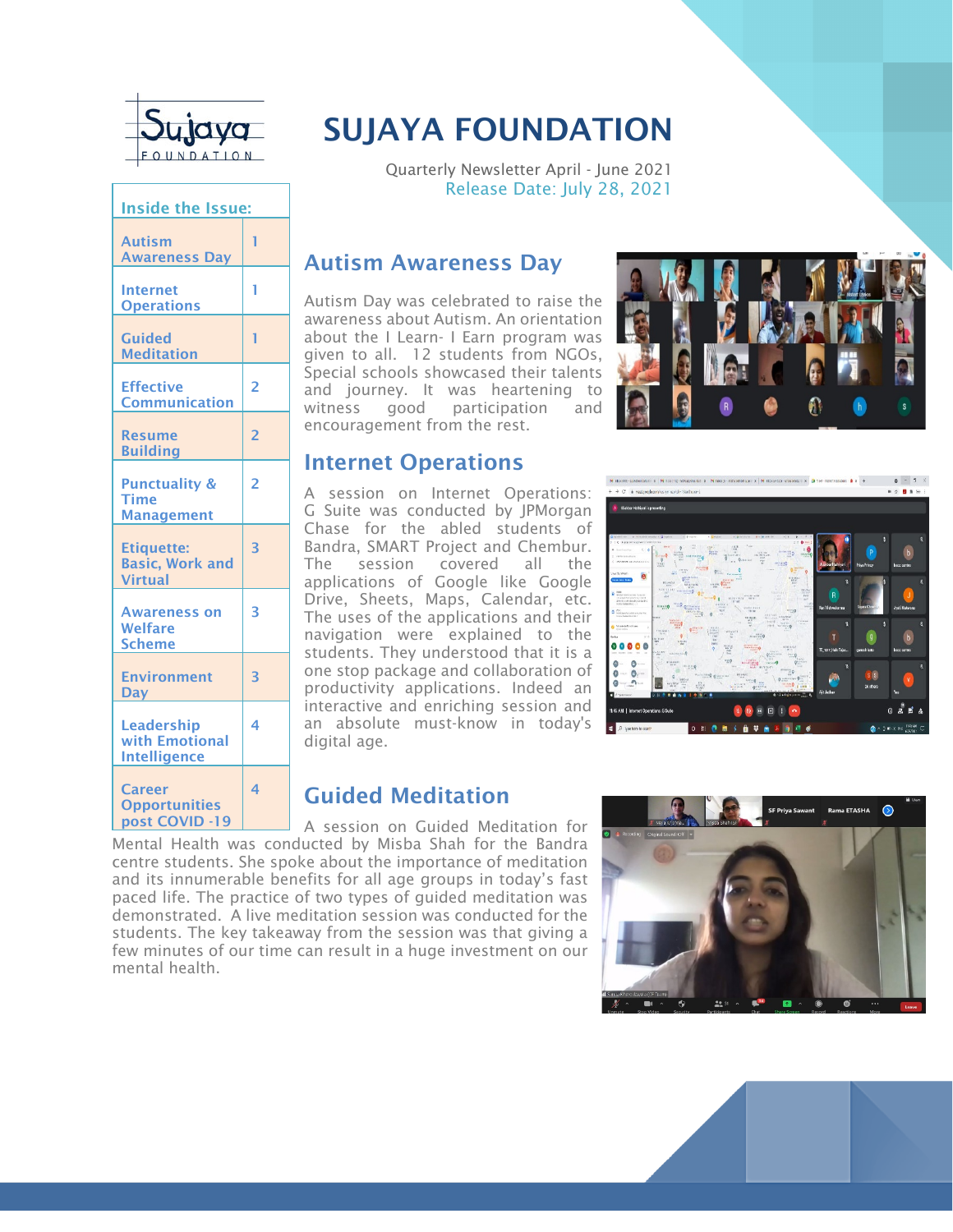# SUJAYA FOUNDATION

Quarterly Newsletter April - June 2021
Release Date: July 28, 2021

| Inside the Issue: | |
|---|---|
| Autism Awareness Day | 1 |
| Internet Operations | 1 |
| Guided Meditation | 1 |
| Effective Communication | 2 |
| Resume Building | 2 |
| Punctuality & Time Management | 2 |
| Etiquette: Basic, Work and Virtual | 3 |
| Awareness on Welfare Scheme | 3 |
| Environment Day | 3 |
| Leadership with Emotional Intelligence | 4 |
| Career Opportunities post COVID -19 | 4 |

## Autism Awareness Day

Autism Day was celebrated to raise the awareness about Autism. An orientation about the I Learn- I Earn program was given to all. 12 students from NGOs, Special schools showcased their talents and journey. It was heartening to witness good participation and encouragement from the rest.

## Internet Operations

A session on Internet Operations: G Suite was conducted by JPMorgan Chase for the abled students of Bandra, SMART Project and Chembur. The session covered all the applications of Google like Google Drive, Sheets, Maps, Calendar, etc. The uses of the applications and their navigation were explained to the students. They understood that it is a one stop package and collaboration of productivity applications. Indeed an interactive and enriching session and an absolute must-know in today's digital age.

## Guided Meditation

A session on Guided Meditation for Mental Health was conducted by Misba Shah for the Bandra centre students. She spoke about the importance of meditation and its innumerable benefits for all age groups in today's fast paced life. The practice of two types of guided meditation was demonstrated. A live meditation session was conducted for the students. The key takeaway from the session was that giving a few minutes of our time can result in a huge investment on our mental health.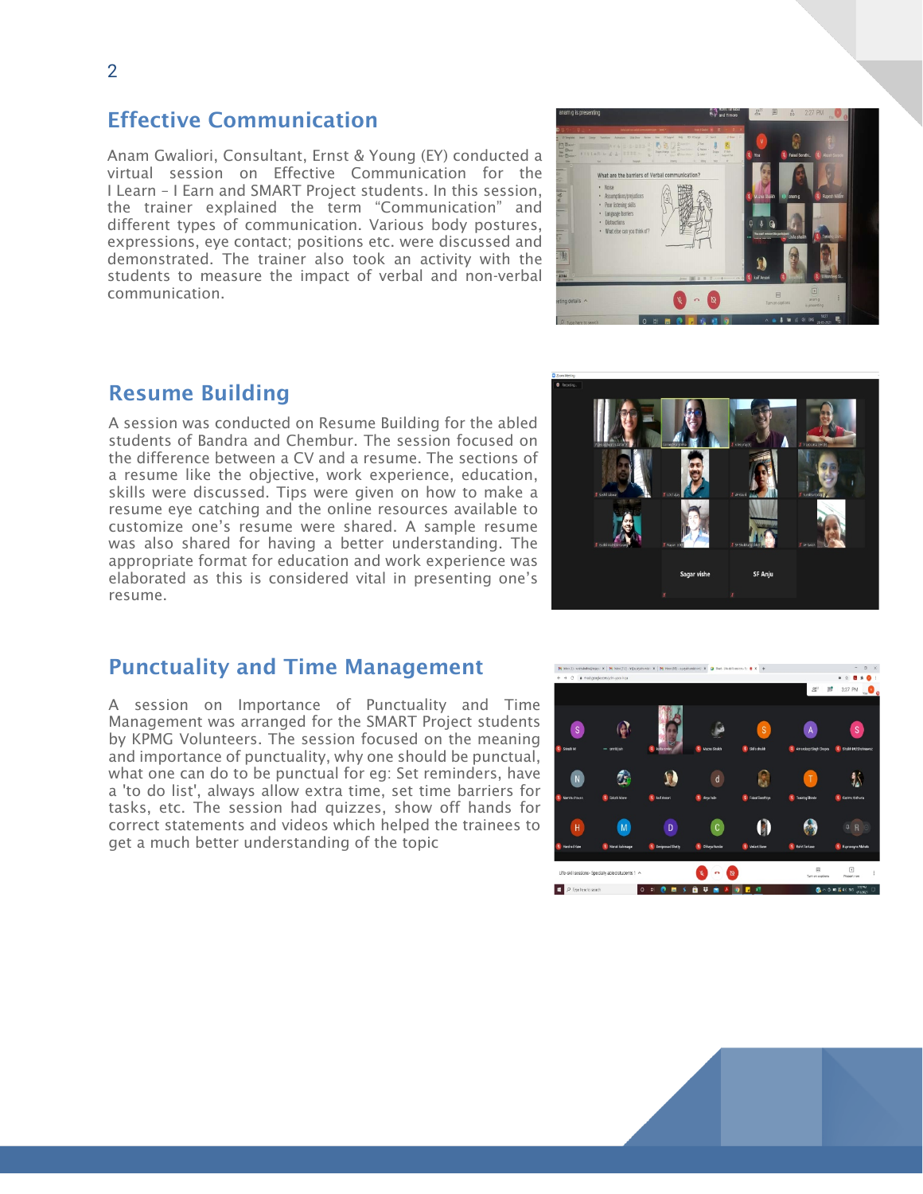## Effective Communication

Anam Gwaliori, Consultant, Ernst & Young (EY) conducted a virtual session on Effective Communication for the I Learn – I Earn and SMART Project students. In this session, the trainer explained the term "Communication" and different types of communication. Various body postures, expressions, eye contact; positions etc. were discussed and demonstrated. The trainer also took an activity with the students to measure the impact of verbal and non-verbal communication.

## Resume Building

A session was conducted on Resume Building for the abled students of Bandra and Chembur. The session focused on the difference between a CV and a resume. The sections of a resume like the objective, work experience, education, skills were discussed. Tips were given on how to make a resume eye catching and the online resources available to customize one's resume were shared. A sample resume was also shared for having a better understanding. The appropriate format for education and work experience was elaborated as this is considered vital in presenting one's resume.

## Punctuality and Time Management

A session on Importance of Punctuality and Time Management was arranged for the SMART Project students by KPMG Volunteers. The session focused on the meaning and importance of punctuality, why one should be punctual, what one can do to be punctual for eg: Set reminders, have a 'to do list', always allow extra time, set time barriers for tasks, etc. The session had quizzes, show off hands for correct statements and videos which helped the trainees to get a much better understanding of the topic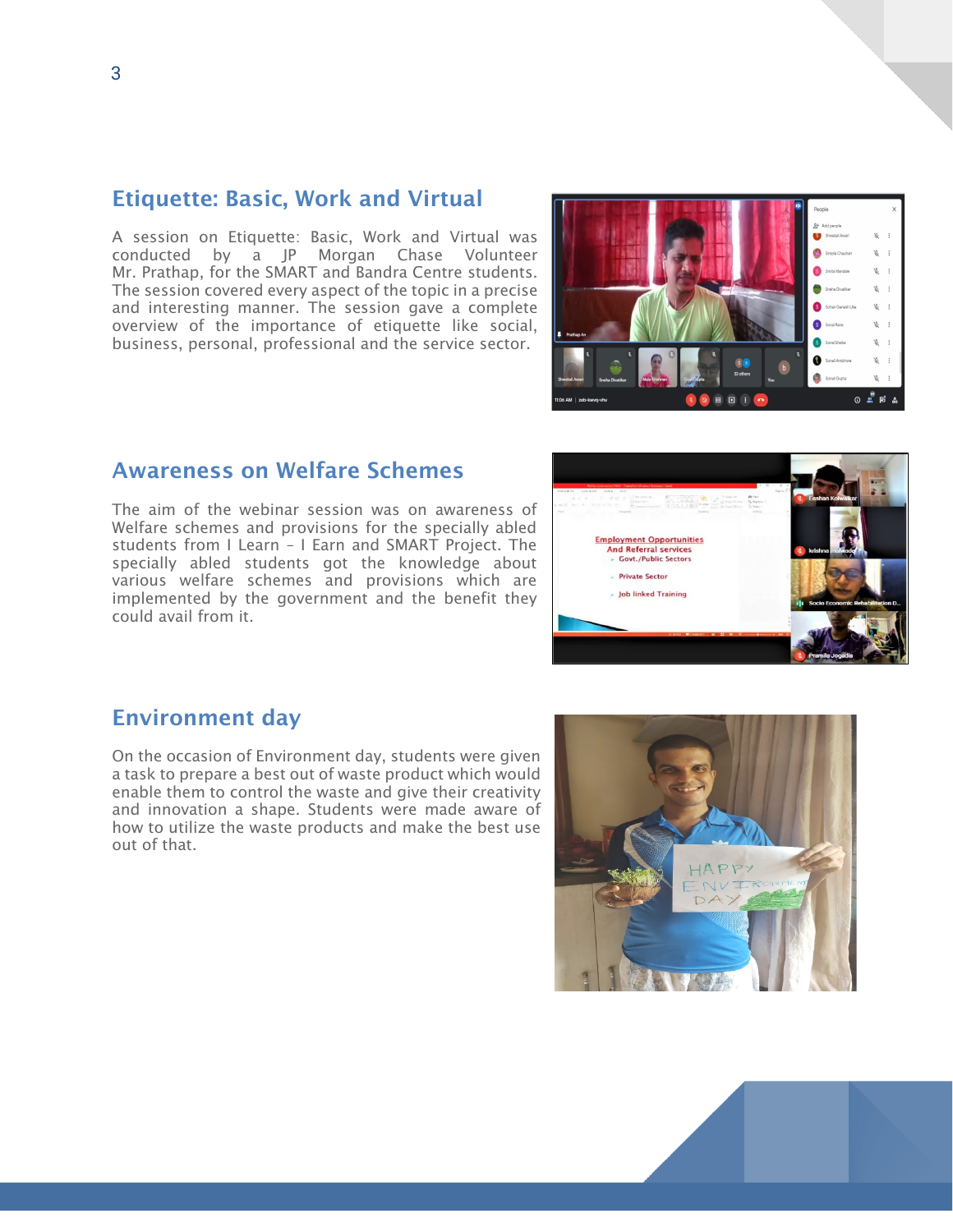## Etiquette: Basic, Work and Virtual

A session on Etiquette: Basic, Work and Virtual was conducted by a JP Morgan Chase Volunteer Mr. Prathap, for the SMART and Bandra Centre students. The session covered every aspect of the topic in a precise and interesting manner. The session gave a complete overview of the importance of etiquette like social, business, personal, professional and the service sector.

## Awareness on Welfare Schemes

The aim of the webinar session was on awareness of Welfare schemes and provisions for the specially abled students from I Learn – I Earn and SMART Project. The specially abled students got the knowledge about various welfare schemes and provisions which are implemented by the government and the benefit they could avail from it.

## Environment day

On the occasion of Environment day, students were given a task to prepare a best out of waste product which would enable them to control the waste and give their creativity and innovation a shape. Students were made aware of how to utilize the waste products and make the best use out of that.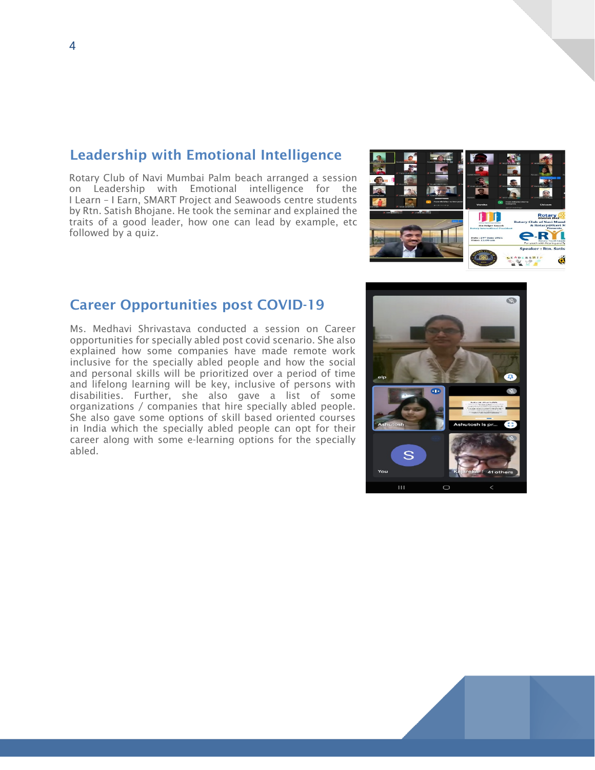## Leadership with Emotional Intelligence

Rotary Club of Navi Mumbai Palm beach arranged a session on Leadership with Emotional intelligence for the I Learn – I Earn, SMART Project and Seawoods centre students by Rtn. Satish Bhojane. He took the seminar and explained the traits of a good leader, how one can lead by example, etc followed by a quiz.

## Career Opportunities post COVID-19

Ms. Medhavi Shrivastava conducted a session on Career opportunities for specially abled post covid scenario. She also explained how some companies have made remote work inclusive for the specially abled people and how the social and personal skills will be prioritized over a period of time and lifelong learning will be key, inclusive of persons with disabilities. Further, she also gave a list of some organizations / companies that hire specially abled people. She also gave some options of skill based oriented courses in India which the specially abled people can opt for their career along with some e-learning options for the specially abled.